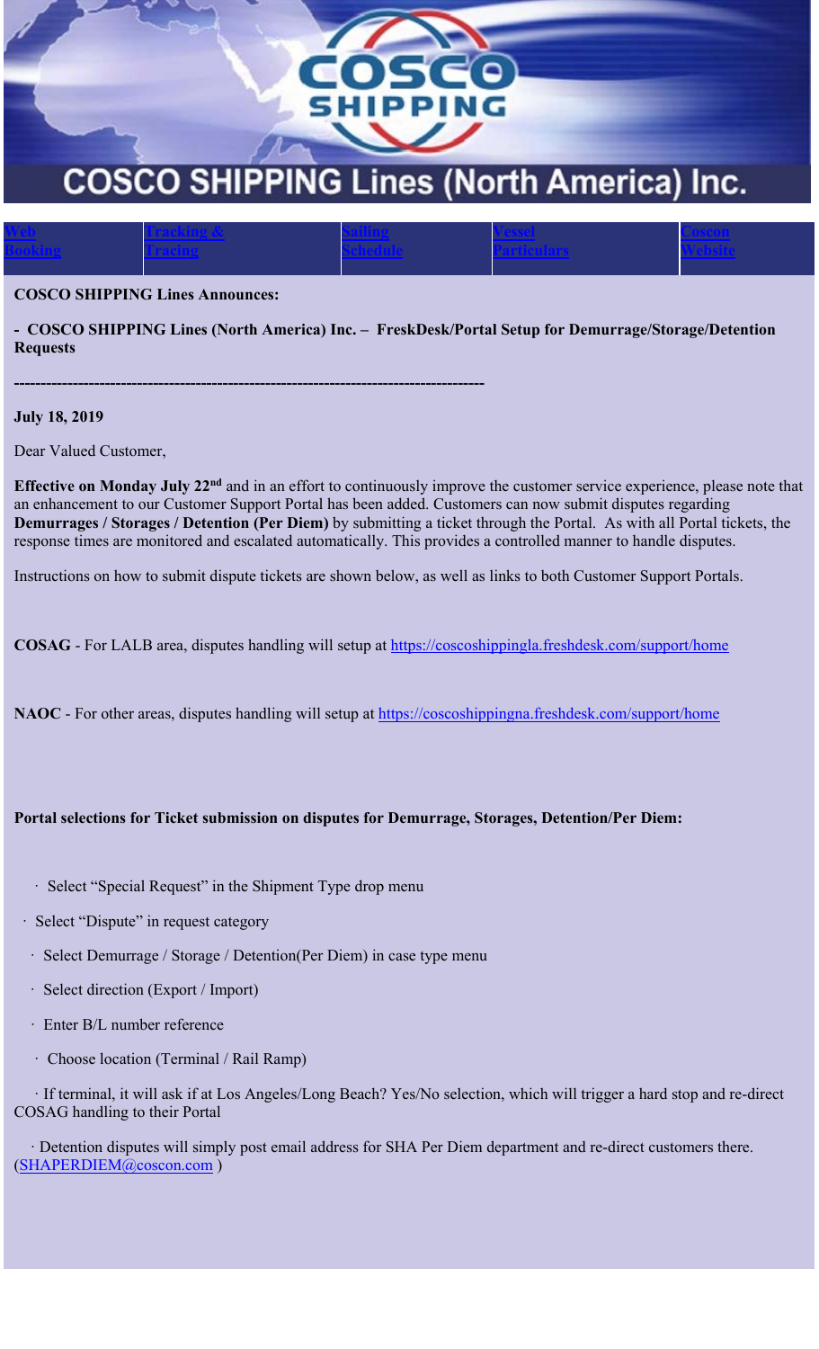# COSCO SHIPPING Lines (North America) Inc.

| Web Booking | Tracking & Tracing | Sailing Schedule | Vessel Particulars | Coscon Website |
|---|---|---|---|---|

**COSCO SHIPPING Lines Announces:**

**- COSCO SHIPPING Lines (North America) Inc. – FreskDesk/Portal Setup for Demurrage/Storage/Detention Requests**

**---------------------------------------------------------------------------------------**

**July 18, 2019**

Dear Valued Customer,

**Effective on Monday July 22nd** and in an effort to continuously improve the customer service experience, please note that an enhancement to our Customer Support Portal has been added. Customers can now submit disputes regarding **Demurrages / Storages / Detention (Per Diem)** by submitting a ticket through the Portal. As with all Portal tickets, the response times are monitored and escalated automatically. This provides a controlled manner to handle disputes.

Instructions on how to submit dispute tickets are shown below, as well as links to both Customer Support Portals.

**COSAG** - For LALB area, disputes handling will setup at https://coscoshippingla.freshdesk.com/support/home

**NAOC** - For other areas, disputes handling will setup at https://coscoshippingna.freshdesk.com/support/home

**Portal selections for Ticket submission on disputes for Demurrage, Storages, Detention/Per Diem:**

- Select "Special Request" in the Shipment Type drop menu
- Select "Dispute" in request category
- Select Demurrage / Storage / Detention(Per Diem) in case type menu
- Select direction (Export / Import)
- Enter B/L number reference
- Choose location (Terminal / Rail Ramp)
- If terminal, it will ask if at Los Angeles/Long Beach? Yes/No selection, which will trigger a hard stop and re-direct COSAG handling to their Portal
- Detention disputes will simply post email address for SHA Per Diem department and re-direct customers there. (SHAPERDIEM@coscon.com )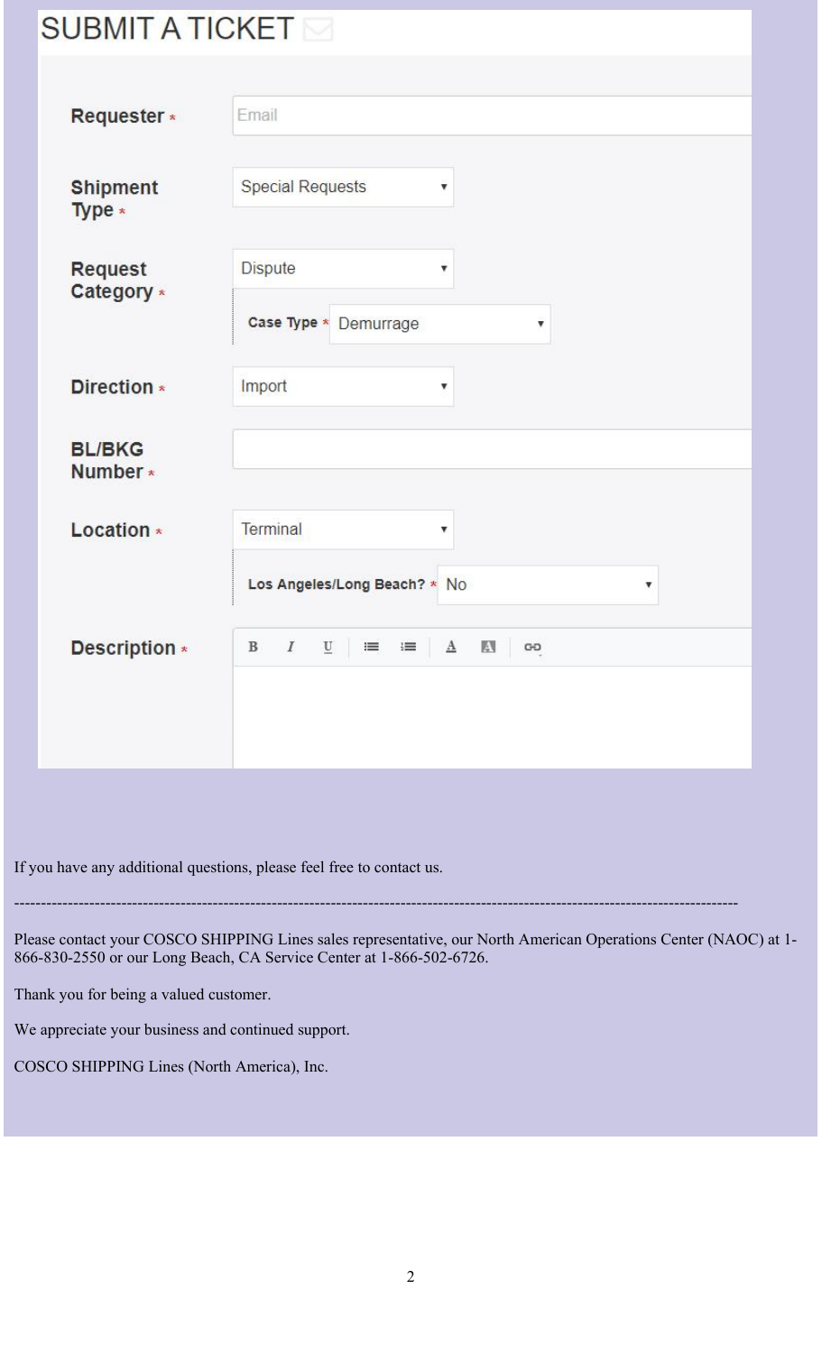## SUBMIT A TICKET

**Requester** *: Email

**Shipment Type** *: Special Requests

**Request Category** *: Dispute

Case Type *: Demurrage

**Direction** *: Import

**BL/BKG Number** *:

**Location** *: Terminal

Los Angeles/Long Beach? *: No

**Description** *:

If you have any additional questions, please feel free to contact us.

---

Please contact your COSCO SHIPPING Lines sales representative, our North American Operations Center (NAOC) at 1-866-830-2550 or our Long Beach, CA Service Center at 1-866-502-6726.

Thank you for being a valued customer.

We appreciate your business and continued support.

COSCO SHIPPING Lines (North America), Inc.